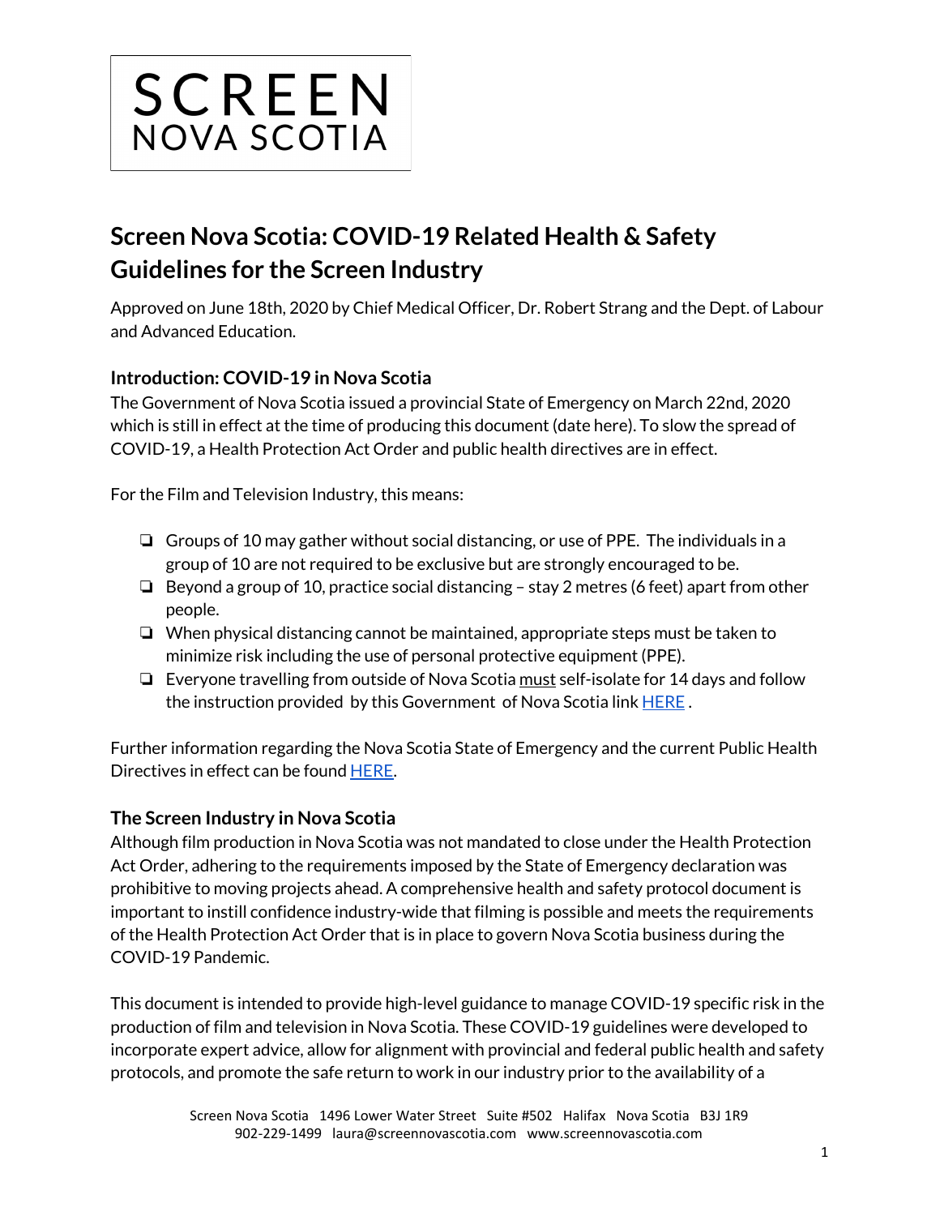SCREEN
NOVA SCOTIA

# Screen Nova Scotia: COVID-19 Related Health & Safety Guidelines for the Screen Industry

Approved on June 18th, 2020 by Chief Medical Officer, Dr. Robert Strang and the Dept. of Labour and Advanced Education.

## Introduction: COVID-19 in Nova Scotia

The Government of Nova Scotia issued a provincial State of Emergency on March 22nd, 2020 which is still in effect at the time of producing this document (date here). To slow the spread of COVID-19, a Health Protection Act Order and public health directives are in effect.

For the Film and Television Industry, this means:

- ❏ Groups of 10 may gather without social distancing, or use of PPE. The individuals in a group of 10 are not required to be exclusive but are strongly encouraged to be.
- ❏ Beyond a group of 10, practice social distancing – stay 2 metres (6 feet) apart from other people.
- ❏ When physical distancing cannot be maintained, appropriate steps must be taken to minimize risk including the use of personal protective equipment (PPE).
- ❏ Everyone travelling from outside of Nova Scotia must self-isolate for 14 days and follow the instruction provided by this Government of Nova Scotia link HERE .

Further information regarding the Nova Scotia State of Emergency and the current Public Health Directives in effect can be found HERE.

## The Screen Industry in Nova Scotia

Although film production in Nova Scotia was not mandated to close under the Health Protection Act Order, adhering to the requirements imposed by the State of Emergency declaration was prohibitive to moving projects ahead. A comprehensive health and safety protocol document is important to instill confidence industry-wide that filming is possible and meets the requirements of the Health Protection Act Order that is in place to govern Nova Scotia business during the COVID-19 Pandemic.

This document is intended to provide high-level guidance to manage COVID-19 specific risk in the production of film and television in Nova Scotia. These COVID-19 guidelines were developed to incorporate expert advice, allow for alignment with provincial and federal public health and safety protocols, and promote the safe return to work in our industry prior to the availability of a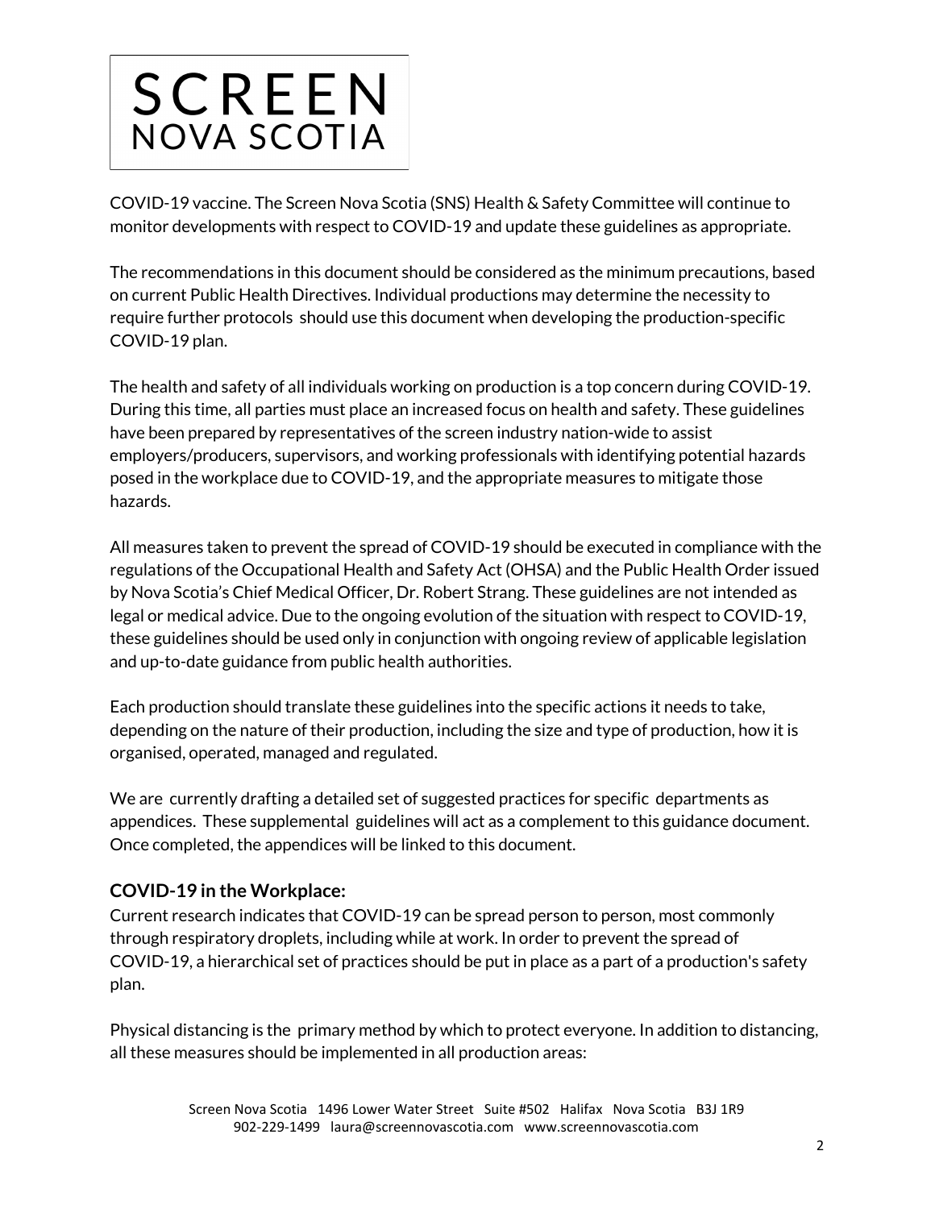COVID-19 vaccine. The Screen Nova Scotia (SNS) Health & Safety Committee will continue to monitor developments with respect to COVID-19 and update these guidelines as appropriate.

The recommendations in this document should be considered as the minimum precautions, based on current Public Health Directives. Individual productions may determine the necessity to require further protocols should use this document when developing the production-specific COVID-19 plan.

The health and safety of all individuals working on production is a top concern during COVID-19. During this time, all parties must place an increased focus on health and safety. These guidelines have been prepared by representatives of the screen industry nation-wide to assist employers/producers, supervisors, and working professionals with identifying potential hazards posed in the workplace due to COVID-19, and the appropriate measures to mitigate those hazards.

All measures taken to prevent the spread of COVID-19 should be executed in compliance with the regulations of the Occupational Health and Safety Act (OHSA) and the Public Health Order issued by Nova Scotia's Chief Medical Officer, Dr. Robert Strang. These guidelines are not intended as legal or medical advice. Due to the ongoing evolution of the situation with respect to COVID-19, these guidelines should be used only in conjunction with ongoing review of applicable legislation and up-to-date guidance from public health authorities.

Each production should translate these guidelines into the specific actions it needs to take, depending on the nature of their production, including the size and type of production, how it is organised, operated, managed and regulated.

We are currently drafting a detailed set of suggested practices for specific departments as appendices. These supplemental guidelines will act as a complement to this guidance document. Once completed, the appendices will be linked to this document.

## COVID-19 in the Workplace:

Current research indicates that COVID-19 can be spread person to person, most commonly through respiratory droplets, including while at work. In order to prevent the spread of COVID-19, a hierarchical set of practices should be put in place as a part of a production's safety plan.

Physical distancing is the primary method by which to protect everyone. In addition to distancing, all these measures should be implemented in all production areas: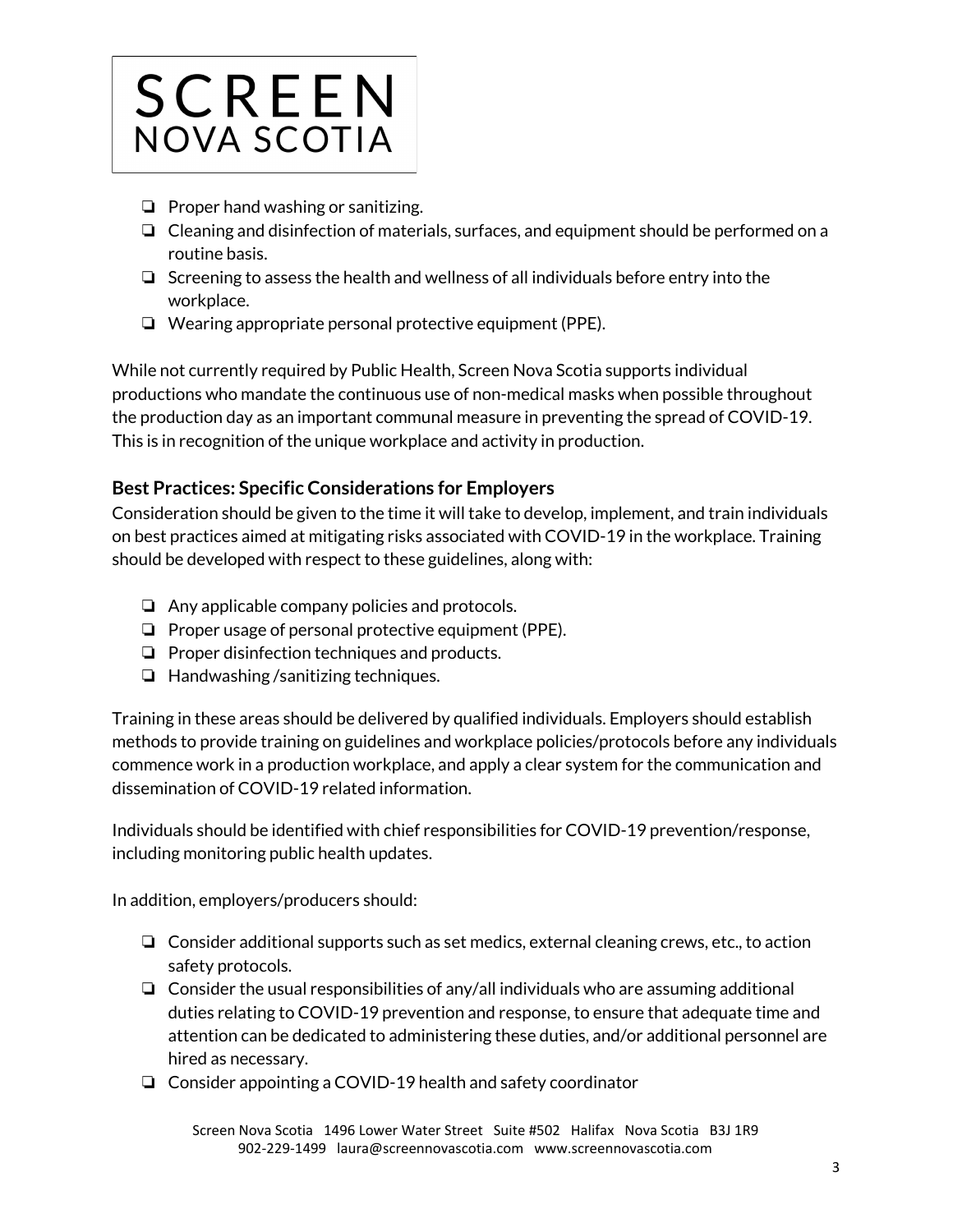- ❏ Proper hand washing or sanitizing.
- ❏ Cleaning and disinfection of materials, surfaces, and equipment should be performed on a routine basis.
- ❏ Screening to assess the health and wellness of all individuals before entry into the workplace.
- ❏ Wearing appropriate personal protective equipment (PPE).

While not currently required by Public Health, Screen Nova Scotia supports individual productions who mandate the continuous use of non-medical masks when possible throughout the production day as an important communal measure in preventing the spread of COVID-19. This is in recognition of the unique workplace and activity in production.

### Best Practices: Specific Considerations for Employers

Consideration should be given to the time it will take to develop, implement, and train individuals on best practices aimed at mitigating risks associated with COVID-19 in the workplace. Training should be developed with respect to these guidelines, along with:

- ❏ Any applicable company policies and protocols.
- ❏ Proper usage of personal protective equipment (PPE).
- ❏ Proper disinfection techniques and products.
- ❏ Handwashing /sanitizing techniques.

Training in these areas should be delivered by qualified individuals. Employers should establish methods to provide training on guidelines and workplace policies/protocols before any individuals commence work in a production workplace, and apply a clear system for the communication and dissemination of COVID-19 related information.

Individuals should be identified with chief responsibilities for COVID-19 prevention/response, including monitoring public health updates.

In addition, employers/producers should:

- ❏ Consider additional supports such as set medics, external cleaning crews, etc., to action safety protocols.
- ❏ Consider the usual responsibilities of any/all individuals who are assuming additional duties relating to COVID-19 prevention and response, to ensure that adequate time and attention can be dedicated to administering these duties, and/or additional personnel are hired as necessary.
- ❏ Consider appointing a COVID-19 health and safety coordinator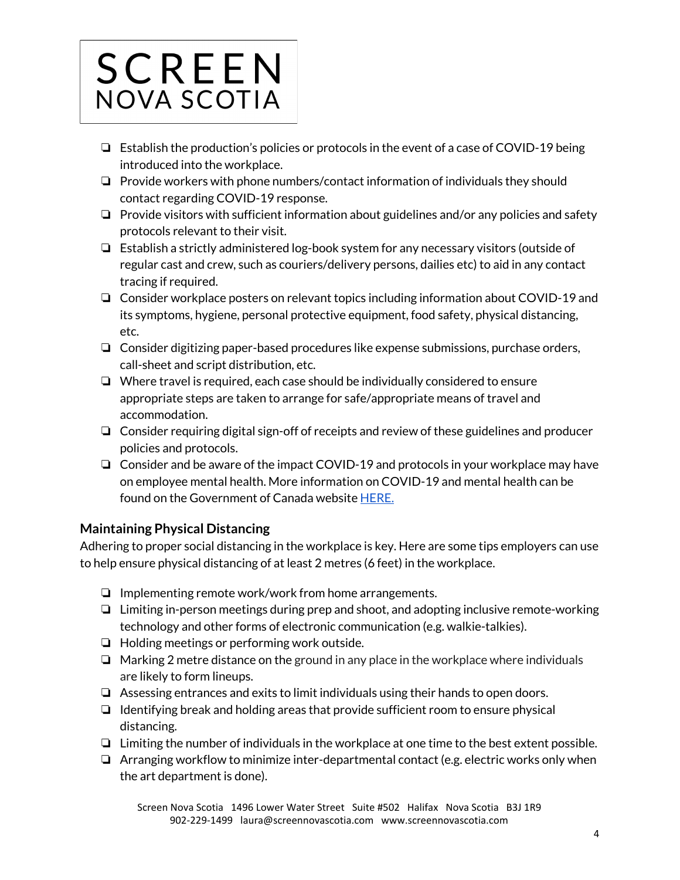- ❏ Establish the production's policies or protocols in the event of a case of COVID-19 being introduced into the workplace.
- ❏ Provide workers with phone numbers/contact information of individuals they should contact regarding COVID-19 response.
- ❏ Provide visitors with sufficient information about guidelines and/or any policies and safety protocols relevant to their visit.
- ❏ Establish a strictly administered log-book system for any necessary visitors (outside of regular cast and crew, such as couriers/delivery persons, dailies etc) to aid in any contact tracing if required.
- ❏ Consider workplace posters on relevant topics including information about COVID-19 and its symptoms, hygiene, personal protective equipment, food safety, physical distancing, etc.
- ❏ Consider digitizing paper-based procedures like expense submissions, purchase orders, call-sheet and script distribution, etc.
- ❏ Where travel is required, each case should be individually considered to ensure appropriate steps are taken to arrange for safe/appropriate means of travel and accommodation.
- ❏ Consider requiring digital sign-off of receipts and review of these guidelines and producer policies and protocols.
- ❏ Consider and be aware of the impact COVID-19 and protocols in your workplace may have on employee mental health. More information on COVID-19 and mental health can be found on the Government of Canada website HERE.

### Maintaining Physical Distancing

Adhering to proper social distancing in the workplace is key. Here are some tips employers can use to help ensure physical distancing of at least 2 metres (6 feet) in the workplace.

- ❏ Implementing remote work/work from home arrangements.
- ❏ Limiting in-person meetings during prep and shoot, and adopting inclusive remote-working technology and other forms of electronic communication (e.g. walkie-talkies).
- ❏ Holding meetings or performing work outside.
- ❏ Marking 2 metre distance on the ground in any place in the workplace where individuals are likely to form lineups.
- ❏ Assessing entrances and exits to limit individuals using their hands to open doors.
- ❏ Identifying break and holding areas that provide sufficient room to ensure physical distancing.
- ❏ Limiting the number of individuals in the workplace at one time to the best extent possible.
- ❏ Arranging workflow to minimize inter-departmental contact (e.g. electric works only when the art department is done).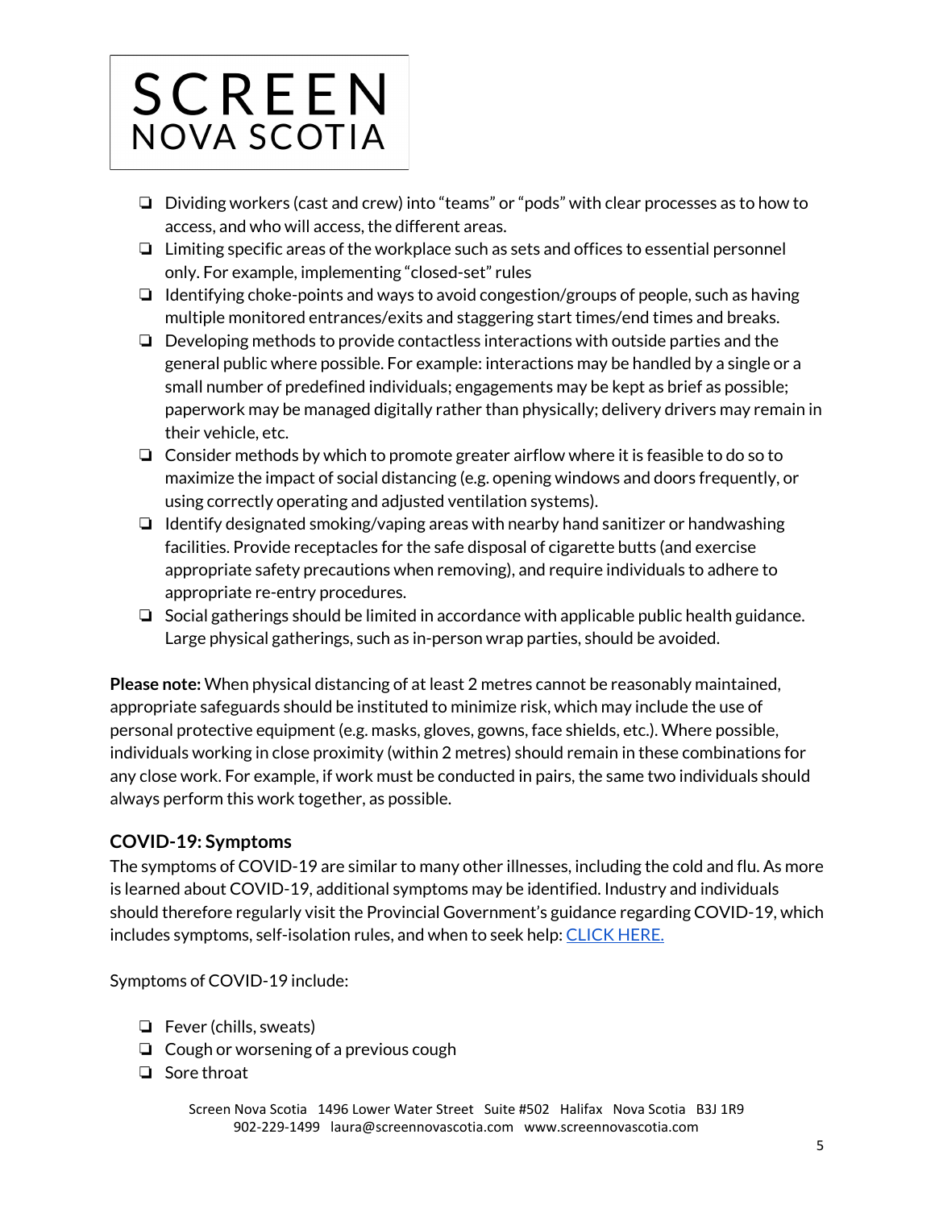- ❏ Dividing workers (cast and crew) into "teams" or "pods" with clear processes as to how to access, and who will access, the different areas.
- ❏ Limiting specific areas of the workplace such as sets and offices to essential personnel only. For example, implementing "closed-set" rules
- ❏ Identifying choke-points and ways to avoid congestion/groups of people, such as having multiple monitored entrances/exits and staggering start times/end times and breaks.
- ❏ Developing methods to provide contactless interactions with outside parties and the general public where possible. For example: interactions may be handled by a single or a small number of predefined individuals; engagements may be kept as brief as possible; paperwork may be managed digitally rather than physically; delivery drivers may remain in their vehicle, etc.
- ❏ Consider methods by which to promote greater airflow where it is feasible to do so to maximize the impact of social distancing (e.g. opening windows and doors frequently, or using correctly operating and adjusted ventilation systems).
- ❏ Identify designated smoking/vaping areas with nearby hand sanitizer or handwashing facilities. Provide receptacles for the safe disposal of cigarette butts (and exercise appropriate safety precautions when removing), and require individuals to adhere to appropriate re-entry procedures.
- ❏ Social gatherings should be limited in accordance with applicable public health guidance. Large physical gatherings, such as in-person wrap parties, should be avoided.

**Please note:** When physical distancing of at least 2 metres cannot be reasonably maintained, appropriate safeguards should be instituted to minimize risk, which may include the use of personal protective equipment (e.g. masks, gloves, gowns, face shields, etc.). Where possible, individuals working in close proximity (within 2 metres) should remain in these combinations for any close work. For example, if work must be conducted in pairs, the same two individuals should always perform this work together, as possible.

### COVID-19: Symptoms

The symptoms of COVID-19 are similar to many other illnesses, including the cold and flu. As more is learned about COVID-19, additional symptoms may be identified. Industry and individuals should therefore regularly visit the Provincial Government's guidance regarding COVID-19, which includes symptoms, self-isolation rules, and when to seek help: CLICK HERE.

Symptoms of COVID-19 include:

- ❏ Fever (chills, sweats)
- ❏ Cough or worsening of a previous cough
- ❏ Sore throat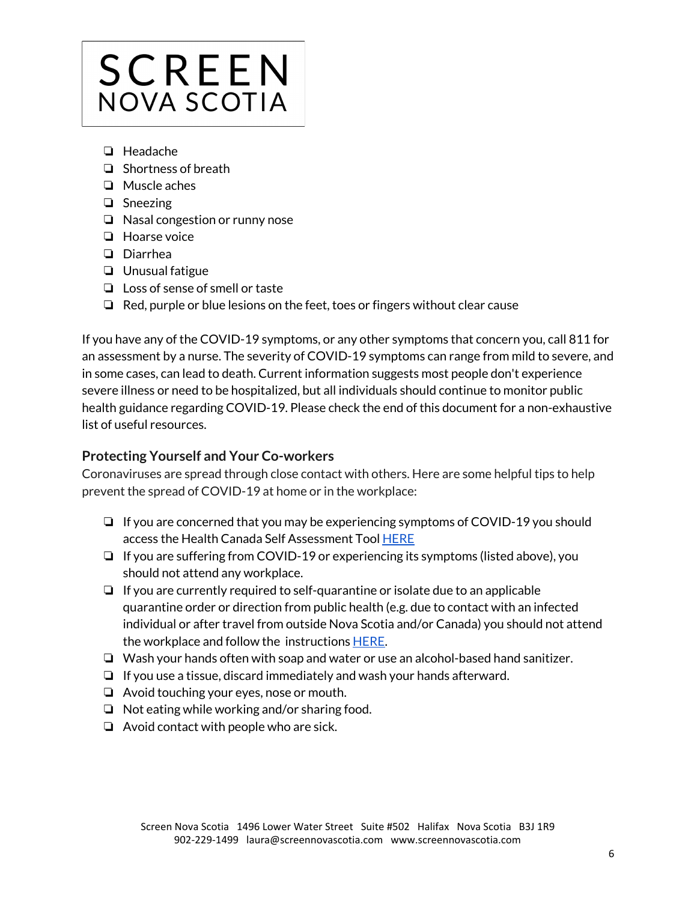- Headache
- Shortness of breath
- Muscle aches
- Sneezing
- Nasal congestion or runny nose
- Hoarse voice
- Diarrhea
- Unusual fatigue
- Loss of sense of smell or taste
- Red, purple or blue lesions on the feet, toes or fingers without clear cause

If you have any of the COVID-19 symptoms, or any other symptoms that concern you, call 811 for an assessment by a nurse. The severity of COVID-19 symptoms can range from mild to severe, and in some cases, can lead to death. Current information suggests most people don't experience severe illness or need to be hospitalized, but all individuals should continue to monitor public health guidance regarding COVID-19. Please check the end of this document for a non-exhaustive list of useful resources.

### Protecting Yourself and Your Co-workers

Coronaviruses are spread through close contact with others. Here are some helpful tips to help prevent the spread of COVID-19 at home or in the workplace:

- If you are concerned that you may be experiencing symptoms of COVID-19 you should access the Health Canada Self Assessment Tool HERE
- If you are suffering from COVID-19 or experiencing its symptoms (listed above), you should not attend any workplace.
- If you are currently required to self-quarantine or isolate due to an applicable quarantine order or direction from public health (e.g. due to contact with an infected individual or after travel from outside Nova Scotia and/or Canada) you should not attend the workplace and follow the instructions HERE.
- Wash your hands often with soap and water or use an alcohol-based hand sanitizer.
- If you use a tissue, discard immediately and wash your hands afterward.
- Avoid touching your eyes, nose or mouth.
- Not eating while working and/or sharing food.
- Avoid contact with people who are sick.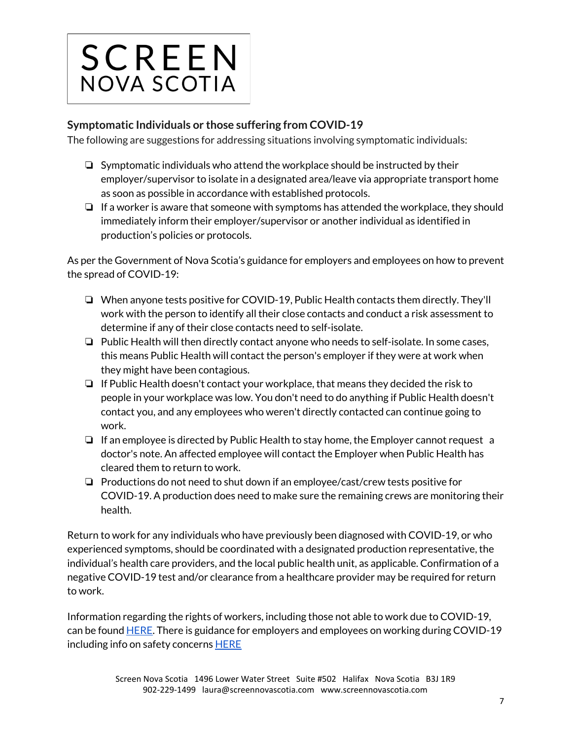## Symptomatic Individuals or those suffering from COVID-19

The following are suggestions for addressing situations involving symptomatic individuals:

- Symptomatic individuals who attend the workplace should be instructed by their employer/supervisor to isolate in a designated area/leave via appropriate transport home as soon as possible in accordance with established protocols.
- If a worker is aware that someone with symptoms has attended the workplace, they should immediately inform their employer/supervisor or another individual as identified in production's policies or protocols.

As per the Government of Nova Scotia's guidance for employers and employees on how to prevent the spread of COVID-19:

- When anyone tests positive for COVID-19, Public Health contacts them directly. They'll work with the person to identify all their close contacts and conduct a risk assessment to determine if any of their close contacts need to self-isolate.
- Public Health will then directly contact anyone who needs to self-isolate. In some cases, this means Public Health will contact the person's employer if they were at work when they might have been contagious.
- If Public Health doesn't contact your workplace, that means they decided the risk to people in your workplace was low. You don't need to do anything if Public Health doesn't contact you, and any employees who weren't directly contacted can continue going to work.
- If an employee is directed by Public Health to stay home, the Employer cannot request a doctor's note. An affected employee will contact the Employer when Public Health has cleared them to return to work.
- Productions do not need to shut down if an employee/cast/crew tests positive for COVID-19. A production does need to make sure the remaining crews are monitoring their health.

Return to work for any individuals who have previously been diagnosed with COVID-19, or who experienced symptoms, should be coordinated with a designated production representative, the individual's health care providers, and the local public health unit, as applicable. Confirmation of a negative COVID-19 test and/or clearance from a healthcare provider may be required for return to work.

Information regarding the rights of workers, including those not able to work due to COVID-19, can be found HERE. There is guidance for employers and employees on working during COVID-19 including info on safety concerns HERE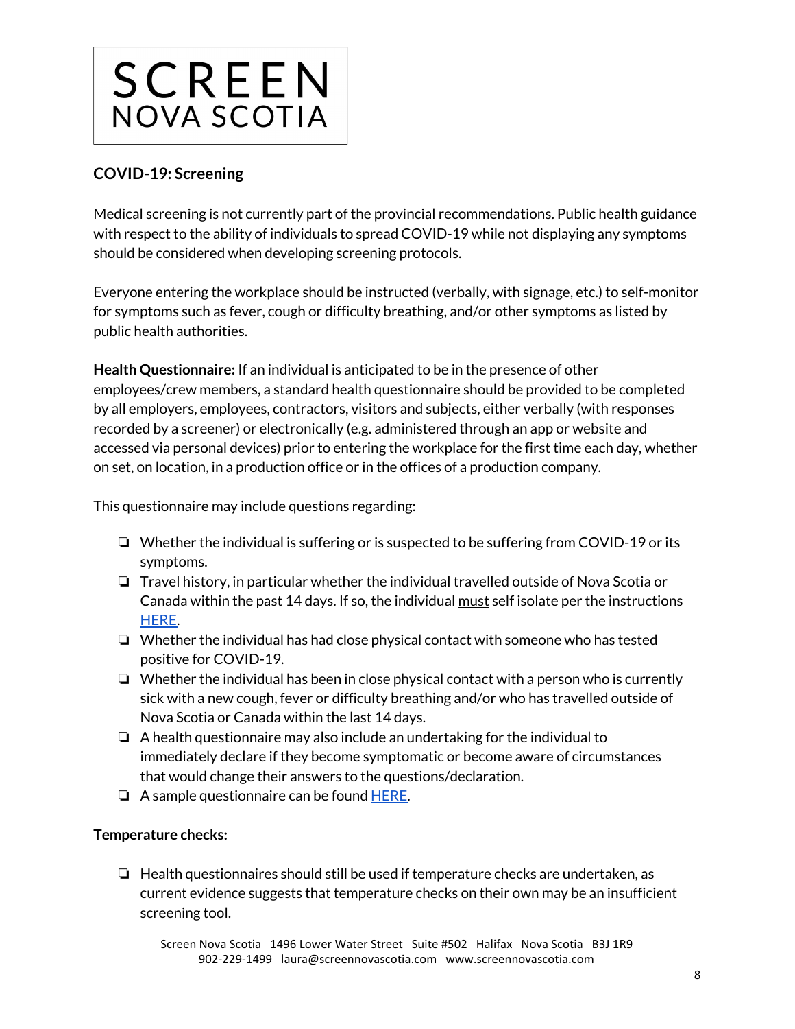# SCREEN NOVA SCOTIA

## COVID-19: Screening

Medical screening is not currently part of the provincial recommendations. Public health guidance with respect to the ability of individuals to spread COVID-19 while not displaying any symptoms should be considered when developing screening protocols.

Everyone entering the workplace should be instructed (verbally, with signage, etc.) to self-monitor for symptoms such as fever, cough or difficulty breathing, and/or other symptoms as listed by public health authorities.

**Health Questionnaire:** If an individual is anticipated to be in the presence of other employees/crew members, a standard health questionnaire should be provided to be completed by all employers, employees, contractors, visitors and subjects, either verbally (with responses recorded by a screener) or electronically (e.g. administered through an app or website and accessed via personal devices) prior to entering the workplace for the first time each day, whether on set, on location, in a production office or in the offices of a production company.

This questionnaire may include questions regarding:

- Whether the individual is suffering or is suspected to be suffering from COVID-19 or its symptoms.
- Travel history, in particular whether the individual travelled outside of Nova Scotia or Canada within the past 14 days. If so, the individual <u>must</u> self isolate per the instructions HERE.
- Whether the individual has had close physical contact with someone who has tested positive for COVID-19.
- Whether the individual has been in close physical contact with a person who is currently sick with a new cough, fever or difficulty breathing and/or who has travelled outside of Nova Scotia or Canada within the last 14 days.
- A health questionnaire may also include an undertaking for the individual to immediately declare if they become symptomatic or become aware of circumstances that would change their answers to the questions/declaration.
- A sample questionnaire can be found HERE.

**Temperature checks:**

- Health questionnaires should still be used if temperature checks are undertaken, as current evidence suggests that temperature checks on their own may be an insufficient screening tool.

Screen Nova Scotia 1496 Lower Water Street Suite #502 Halifax Nova Scotia B3J 1R9
902-229-1499 laura@screennovascotia.com www.screennovascotia.com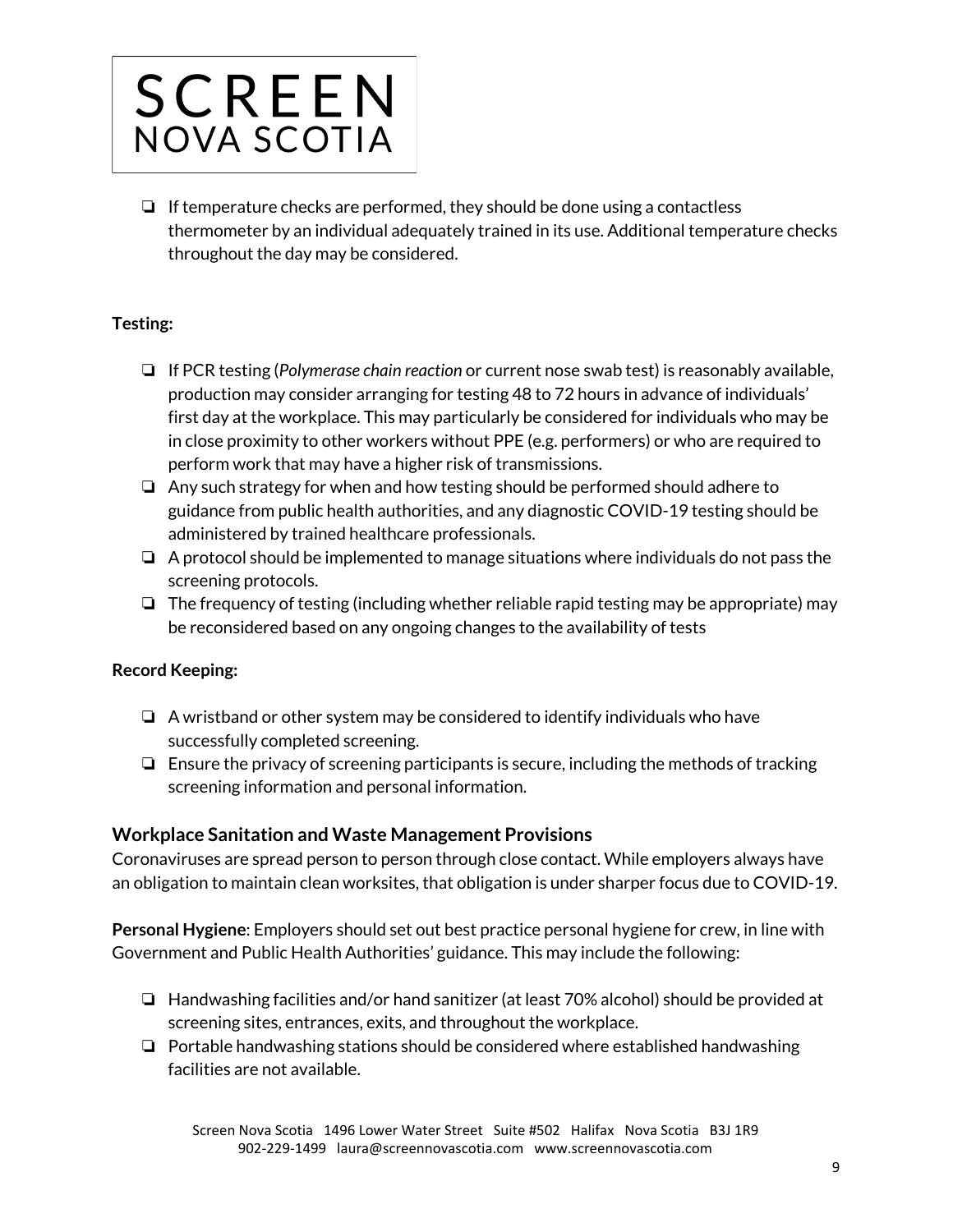- If temperature checks are performed, they should be done using a contactless thermometer by an individual adequately trained in its use. Additional temperature checks throughout the day may be considered.

**Testing:**

- If PCR testing (*Polymerase chain reaction* or current nose swab test) is reasonably available, production may consider arranging for testing 48 to 72 hours in advance of individuals' first day at the workplace. This may particularly be considered for individuals who may be in close proximity to other workers without PPE (e.g. performers) or who are required to perform work that may have a higher risk of transmissions.
- Any such strategy for when and how testing should be performed should adhere to guidance from public health authorities, and any diagnostic COVID-19 testing should be administered by trained healthcare professionals.
- A protocol should be implemented to manage situations where individuals do not pass the screening protocols.
- The frequency of testing (including whether reliable rapid testing may be appropriate) may be reconsidered based on any ongoing changes to the availability of tests

**Record Keeping:**

- A wristband or other system may be considered to identify individuals who have successfully completed screening.
- Ensure the privacy of screening participants is secure, including the methods of tracking screening information and personal information.

## Workplace Sanitation and Waste Management Provisions

Coronaviruses are spread person to person through close contact. While employers always have an obligation to maintain clean worksites, that obligation is under sharper focus due to COVID-19.

**Personal Hygiene**: Employers should set out best practice personal hygiene for crew, in line with Government and Public Health Authorities' guidance. This may include the following:

- Handwashing facilities and/or hand sanitizer (at least 70% alcohol) should be provided at screening sites, entrances, exits, and throughout the workplace.
- Portable handwashing stations should be considered where established handwashing facilities are not available.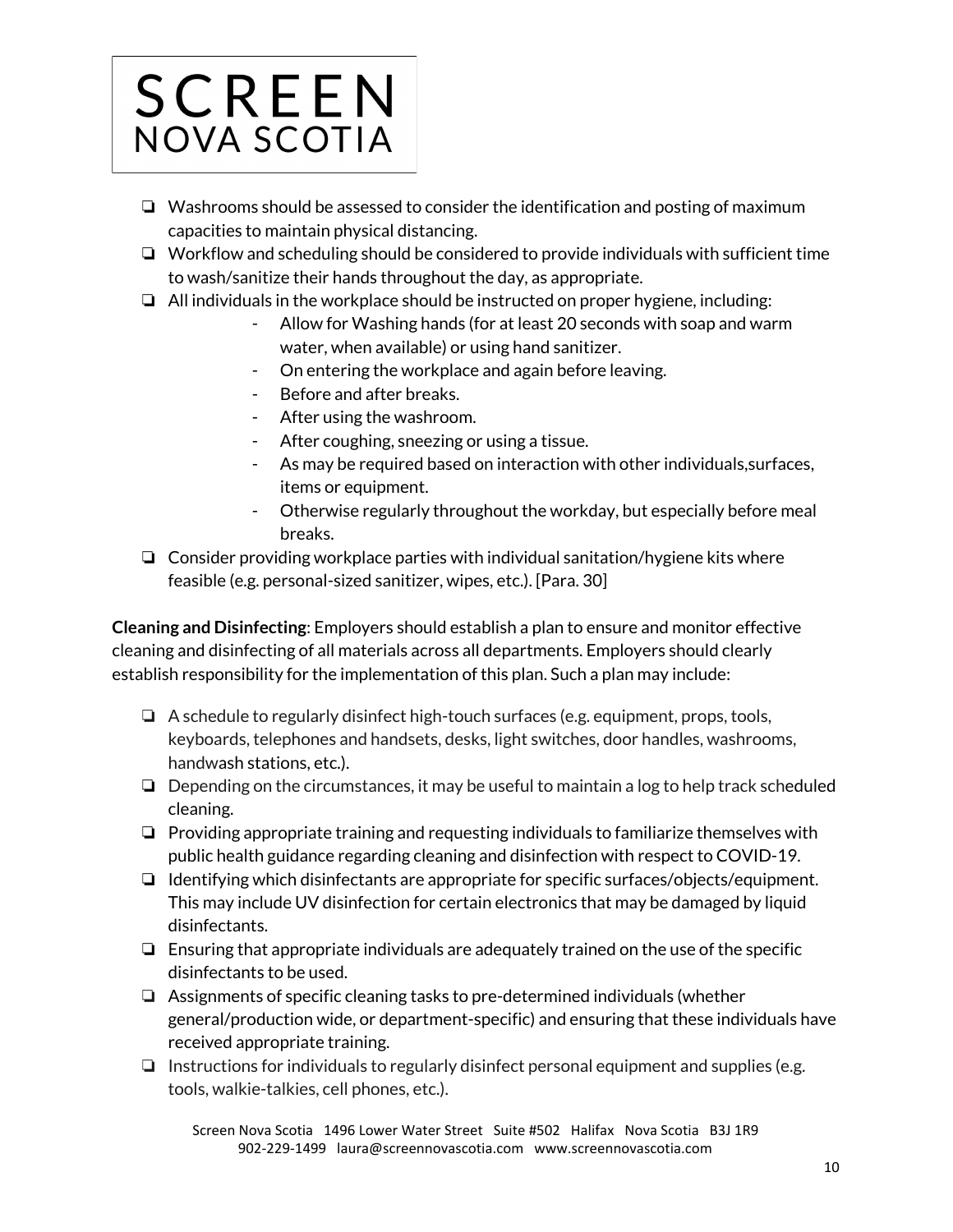- ❏ Washrooms should be assessed to consider the identification and posting of maximum capacities to maintain physical distancing.
- ❏ Workflow and scheduling should be considered to provide individuals with sufficient time to wash/sanitize their hands throughout the day, as appropriate.
- ❏ All individuals in the workplace should be instructed on proper hygiene, including:
  - Allow for Washing hands (for at least 20 seconds with soap and warm water, when available) or using hand sanitizer.
  - On entering the workplace and again before leaving.
  - Before and after breaks.
  - After using the washroom.
  - After coughing, sneezing or using a tissue.
  - As may be required based on interaction with other individuals,surfaces, items or equipment.
  - Otherwise regularly throughout the workday, but especially before meal breaks.
- ❏ Consider providing workplace parties with individual sanitation/hygiene kits where feasible (e.g. personal-sized sanitizer, wipes, etc.). [Para. 30]

**Cleaning and Disinfecting**: Employers should establish a plan to ensure and monitor effective cleaning and disinfecting of all materials across all departments. Employers should clearly establish responsibility for the implementation of this plan. Such a plan may include:

- ❏ A schedule to regularly disinfect high-touch surfaces (e.g. equipment, props, tools, keyboards, telephones and handsets, desks, light switches, door handles, washrooms, handwash stations, etc.).
- ❏ Depending on the circumstances, it may be useful to maintain a log to help track scheduled cleaning.
- ❏ Providing appropriate training and requesting individuals to familiarize themselves with public health guidance regarding cleaning and disinfection with respect to COVID-19.
- ❏ Identifying which disinfectants are appropriate for specific surfaces/objects/equipment. This may include UV disinfection for certain electronics that may be damaged by liquid disinfectants.
- ❏ Ensuring that appropriate individuals are adequately trained on the use of the specific disinfectants to be used.
- ❏ Assignments of specific cleaning tasks to pre-determined individuals (whether general/production wide, or department-specific) and ensuring that these individuals have received appropriate training.
- ❏ Instructions for individuals to regularly disinfect personal equipment and supplies (e.g. tools, walkie-talkies, cell phones, etc.).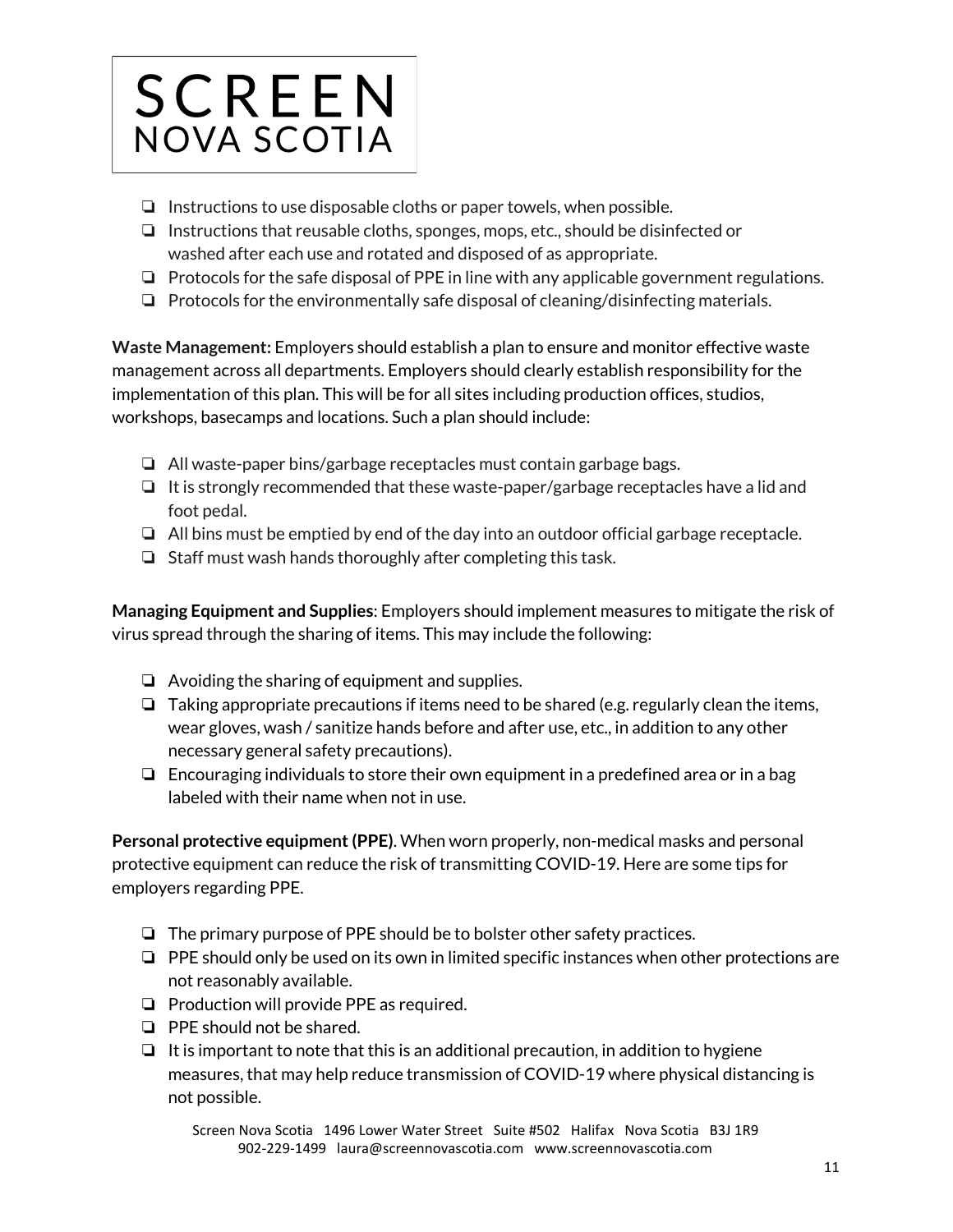- ❏ Instructions to use disposable cloths or paper towels, when possible.
- ❏ Instructions that reusable cloths, sponges, mops, etc., should be disinfected or washed after each use and rotated and disposed of as appropriate.
- ❏ Protocols for the safe disposal of PPE in line with any applicable government regulations.
- ❏ Protocols for the environmentally safe disposal of cleaning/disinfecting materials.

**Waste Management:** Employers should establish a plan to ensure and monitor effective waste management across all departments. Employers should clearly establish responsibility for the implementation of this plan. This will be for all sites including production offices, studios, workshops, basecamps and locations. Such a plan should include:

- ❏ All waste-paper bins/garbage receptacles must contain garbage bags.
- ❏ It is strongly recommended that these waste-paper/garbage receptacles have a lid and foot pedal.
- ❏ All bins must be emptied by end of the day into an outdoor official garbage receptacle.
- ❏ Staff must wash hands thoroughly after completing this task.

**Managing Equipment and Supplies**: Employers should implement measures to mitigate the risk of virus spread through the sharing of items. This may include the following:

- ❏ Avoiding the sharing of equipment and supplies.
- ❏ Taking appropriate precautions if items need to be shared (e.g. regularly clean the items, wear gloves, wash / sanitize hands before and after use, etc., in addition to any other necessary general safety precautions).
- ❏ Encouraging individuals to store their own equipment in a predefined area or in a bag labeled with their name when not in use.

**Personal protective equipment (PPE)**. When worn properly, non-medical masks and personal protective equipment can reduce the risk of transmitting COVID-19. Here are some tips for employers regarding PPE.

- ❏ The primary purpose of PPE should be to bolster other safety practices.
- ❏ PPE should only be used on its own in limited specific instances when other protections are not reasonably available.
- ❏ Production will provide PPE as required.
- ❏ PPE should not be shared.
- ❏ It is important to note that this is an additional precaution, in addition to hygiene measures, that may help reduce transmission of COVID-19 where physical distancing is not possible.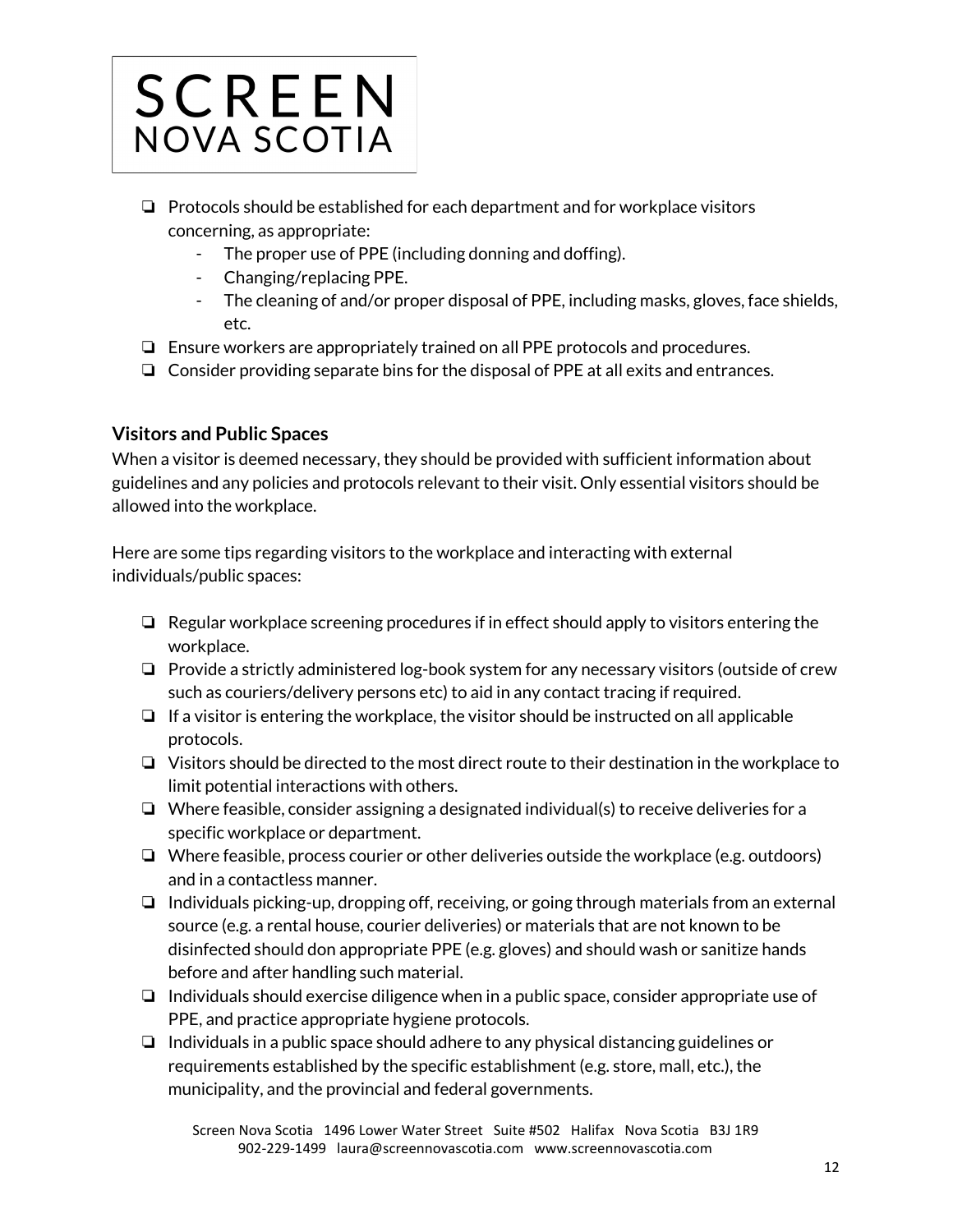- ❏ Protocols should be established for each department and for workplace visitors concerning, as appropriate:
  - The proper use of PPE (including donning and doffing).
  - Changing/replacing PPE.
  - The cleaning of and/or proper disposal of PPE, including masks, gloves, face shields, etc.
- ❏ Ensure workers are appropriately trained on all PPE protocols and procedures.
- ❏ Consider providing separate bins for the disposal of PPE at all exits and entrances.

### Visitors and Public Spaces

When a visitor is deemed necessary, they should be provided with sufficient information about guidelines and any policies and protocols relevant to their visit. Only essential visitors should be allowed into the workplace.

Here are some tips regarding visitors to the workplace and interacting with external individuals/public spaces:

- ❏ Regular workplace screening procedures if in effect should apply to visitors entering the workplace.
- ❏ Provide a strictly administered log-book system for any necessary visitors (outside of crew such as couriers/delivery persons etc) to aid in any contact tracing if required.
- ❏ If a visitor is entering the workplace, the visitor should be instructed on all applicable protocols.
- ❏ Visitors should be directed to the most direct route to their destination in the workplace to limit potential interactions with others.
- ❏ Where feasible, consider assigning a designated individual(s) to receive deliveries for a specific workplace or department.
- ❏ Where feasible, process courier or other deliveries outside the workplace (e.g. outdoors) and in a contactless manner.
- ❏ Individuals picking-up, dropping off, receiving, or going through materials from an external source (e.g. a rental house, courier deliveries) or materials that are not known to be disinfected should don appropriate PPE (e.g. gloves) and should wash or sanitize hands before and after handling such material.
- ❏ Individuals should exercise diligence when in a public space, consider appropriate use of PPE, and practice appropriate hygiene protocols.
- ❏ Individuals in a public space should adhere to any physical distancing guidelines or requirements established by the specific establishment (e.g. store, mall, etc.), the municipality, and the provincial and federal governments.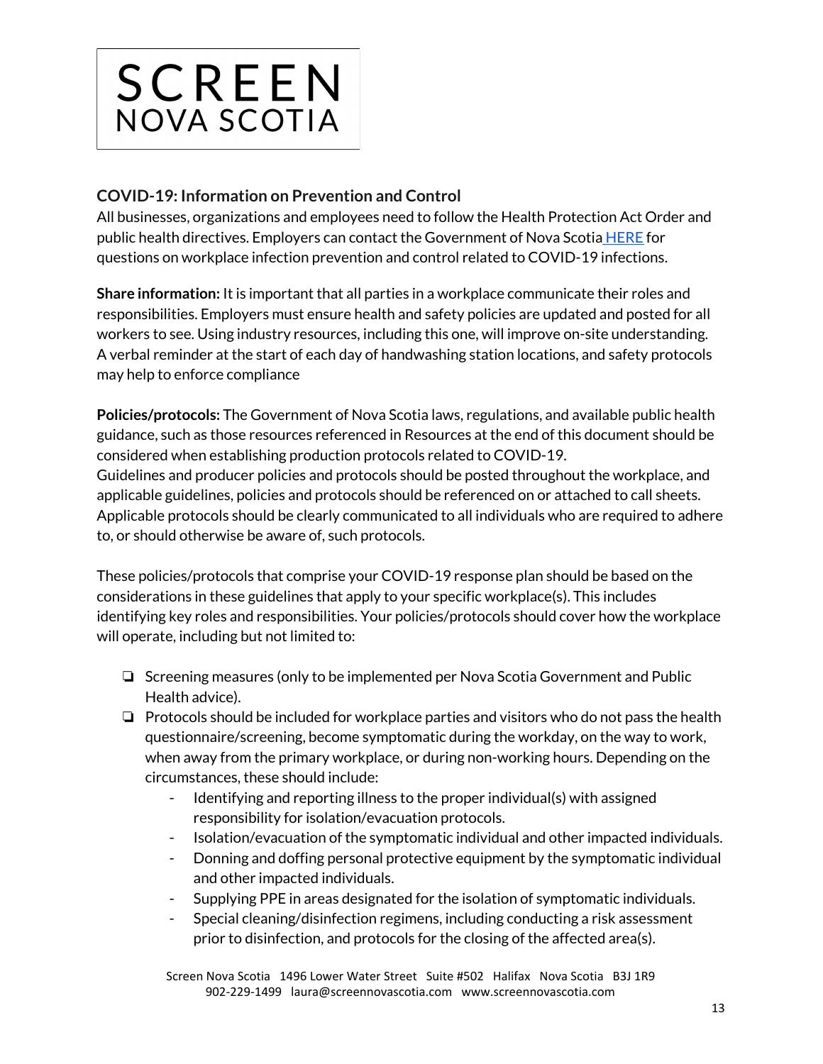SCREEN
NOVA SCOTIA

## COVID-19: Information on Prevention and Control

All businesses, organizations and employees need to follow the Health Protection Act Order and public health directives. Employers can contact the Government of Nova Scotia HERE for questions on workplace infection prevention and control related to COVID-19 infections.

**Share information:** It is important that all parties in a workplace communicate their roles and responsibilities. Employers must ensure health and safety policies are updated and posted for all workers to see. Using industry resources, including this one, will improve on-site understanding. A verbal reminder at the start of each day of handwashing station locations, and safety protocols may help to enforce compliance

**Policies/protocols:** The Government of Nova Scotia laws, regulations, and available public health guidance, such as those resources referenced in Resources at the end of this document should be considered when establishing production protocols related to COVID-19.
Guidelines and producer policies and protocols should be posted throughout the workplace, and applicable guidelines, policies and protocols should be referenced on or attached to call sheets. Applicable protocols should be clearly communicated to all individuals who are required to adhere to, or should otherwise be aware of, such protocols.

These policies/protocols that comprise your COVID-19 response plan should be based on the considerations in these guidelines that apply to your specific workplace(s). This includes identifying key roles and responsibilities. Your policies/protocols should cover how the workplace will operate, including but not limited to:

- ❏ Screening measures (only to be implemented per Nova Scotia Government and Public Health advice).
- ❏ Protocols should be included for workplace parties and visitors who do not pass the health questionnaire/screening, become symptomatic during the workday, on the way to work, when away from the primary workplace, or during non-working hours. Depending on the circumstances, these should include:
  - Identifying and reporting illness to the proper individual(s) with assigned responsibility for isolation/evacuation protocols.
  - Isolation/evacuation of the symptomatic individual and other impacted individuals.
  - Donning and doffing personal protective equipment by the symptomatic individual and other impacted individuals.
  - Supplying PPE in areas designated for the isolation of symptomatic individuals.
  - Special cleaning/disinfection regimens, including conducting a risk assessment prior to disinfection, and protocols for the closing of the affected area(s).

Screen Nova Scotia 1496 Lower Water Street Suite #502 Halifax Nova Scotia B3J 1R9
902-229-1499 laura@screennovascotia.com www.screennovascotia.com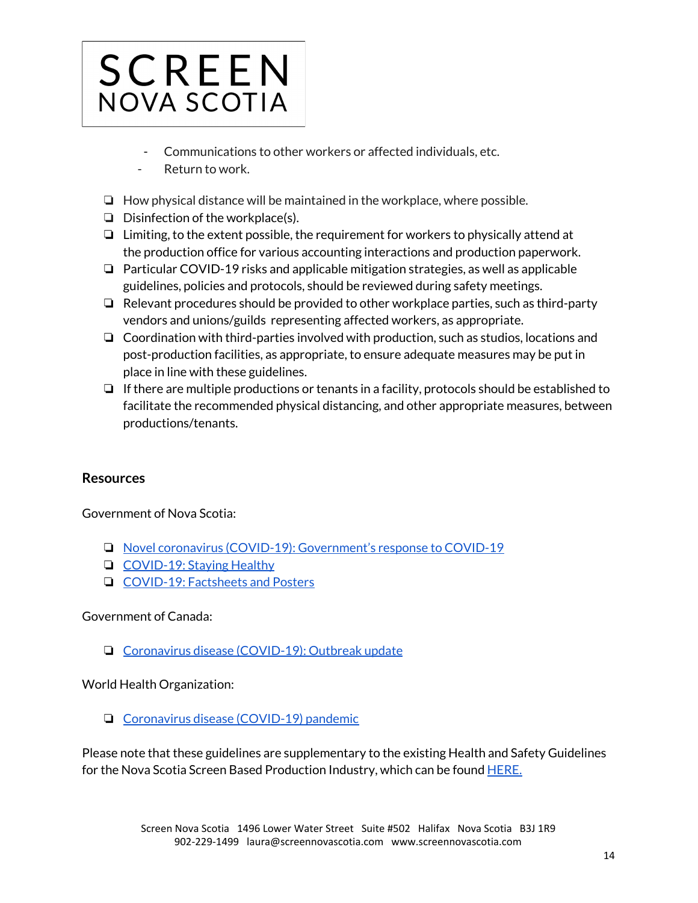- Communications to other workers or affected individuals, etc.
- Return to work.

- ❏ How physical distance will be maintained in the workplace, where possible.
- ❏ Disinfection of the workplace(s).
- ❏ Limiting, to the extent possible, the requirement for workers to physically attend at the production office for various accounting interactions and production paperwork.
- ❏ Particular COVID-19 risks and applicable mitigation strategies, as well as applicable guidelines, policies and protocols, should be reviewed during safety meetings.
- ❏ Relevant procedures should be provided to other workplace parties, such as third-party vendors and unions/guilds representing affected workers, as appropriate.
- ❏ Coordination with third-parties involved with production, such as studios, locations and post-production facilities, as appropriate, to ensure adequate measures may be put in place in line with these guidelines.
- ❏ If there are multiple productions or tenants in a facility, protocols should be established to facilitate the recommended physical distancing, and other appropriate measures, between productions/tenants.

## Resources

Government of Nova Scotia:

- ❏ Novel coronavirus (COVID-19): Government's response to COVID-19
- ❏ COVID-19: Staying Healthy
- ❏ COVID-19: Factsheets and Posters

Government of Canada:

- ❏ Coronavirus disease (COVID-19): Outbreak update

World Health Organization:

- ❏ Coronavirus disease (COVID-19) pandemic

Please note that these guidelines are supplementary to the existing Health and Safety Guidelines for the Nova Scotia Screen Based Production Industry, which can be found HERE.